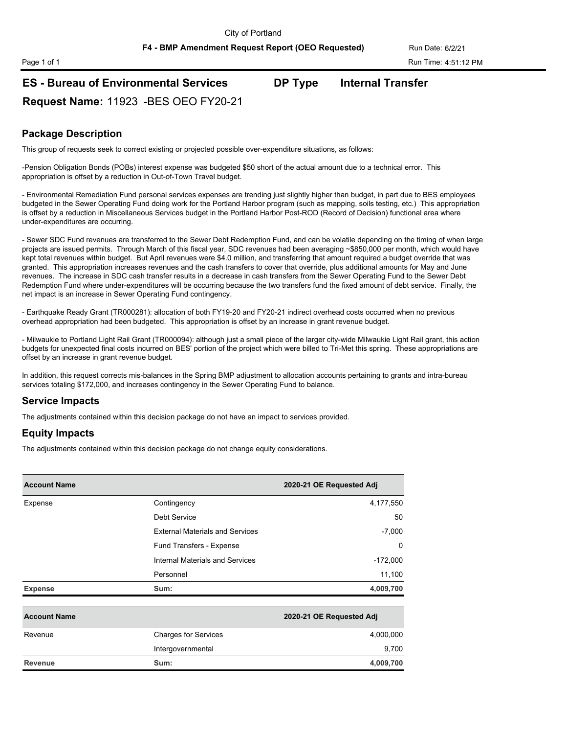City of Portland

**F4 - BMP Amendment Request Report (OEO Requested)**

Run Date: 6/2/21

Run Time: 4:51:12 PM

## ES - Bureau of Environmental Services &nbsp;&nbsp;&nbsp; DP Type &nbsp;&nbsp;&nbsp; Internal Transfer

## Request Name: 11923 -BES OEO FY20-21

## Package Description

This group of requests seek to correct existing or projected possible over-expenditure situations, as follows:

-Pension Obligation Bonds (POBs) interest expense was budgeted $50 short of the actual amount due to a technical error. This appropriation is offset by a reduction in Out-of-Town Travel budget.

- Environmental Remediation Fund personal services expenses are trending just slightly higher than budget, in part due to BES employees budgeted in the Sewer Operating Fund doing work for the Portland Harbor program (such as mapping, soils testing, etc.) This appropriation is offset by a reduction in Miscellaneous Services budget in the Portland Harbor Post-ROD (Record of Decision) functional area where under-expenditures are occurring.

- Sewer SDC Fund revenues are transferred to the Sewer Debt Redemption Fund, and can be volatile depending on the timing of when large projects are issued permits. Through March of this fiscal year, SDC revenues had been averaging ~$850,000 per month, which would have kept total revenues within budget. But April revenues were $4.0 million, and transferring that amount required a budget override that was granted. This appropriation increases revenues and the cash transfers to cover that override, plus additional amounts for May and June revenues. The increase in SDC cash transfer results in a decrease in cash transfers from the Sewer Operating Fund to the Sewer Debt Redemption Fund where under-expenditures will be occurring because the two transfers fund the fixed amount of debt service. Finally, the net impact is an increase in Sewer Operating Fund contingency.

- Earthquake Ready Grant (TR000281): allocation of both FY19-20 and FY20-21 indirect overhead costs occurred when no previous overhead appropriation had been budgeted. This appropriation is offset by an increase in grant revenue budget.

- Milwaukie to Portland Light Rail Grant (TR000094): although just a small piece of the larger city-wide Milwaukie Light Rail grant, this action budgets for unexpected final costs incurred on BES' portion of the project which were billed to Tri-Met this spring. These appropriations are offset by an increase in grant revenue budget.

In addition, this request corrects mis-balances in the Spring BMP adjustment to allocation accounts pertaining to grants and intra-bureau services totaling $172,000, and increases contingency in the Sewer Operating Fund to balance.

## Service Impacts

The adjustments contained within this decision package do not have an impact to services provided.

## Equity Impacts

The adjustments contained within this decision package do not change equity considerations.

| Account Name | | 2020-21 OE Requested Adj |
|---|---|---|
| Expense | Contingency | 4,177,550 |
| | Debt Service | 50 |
| | External Materials and Services | -7,000 |
| | Fund Transfers - Expense | 0 |
| | Internal Materials and Services | -172,000 |
| | Personnel | 11,100 |
| **Expense** | **Sum:** | **4,009,700** |

| Account Name | | 2020-21 OE Requested Adj |
|---|---|---|
| Revenue | Charges for Services | 4,000,000 |
| | Intergovernmental | 9,700 |
| **Revenue** | **Sum:** | **4,009,700** |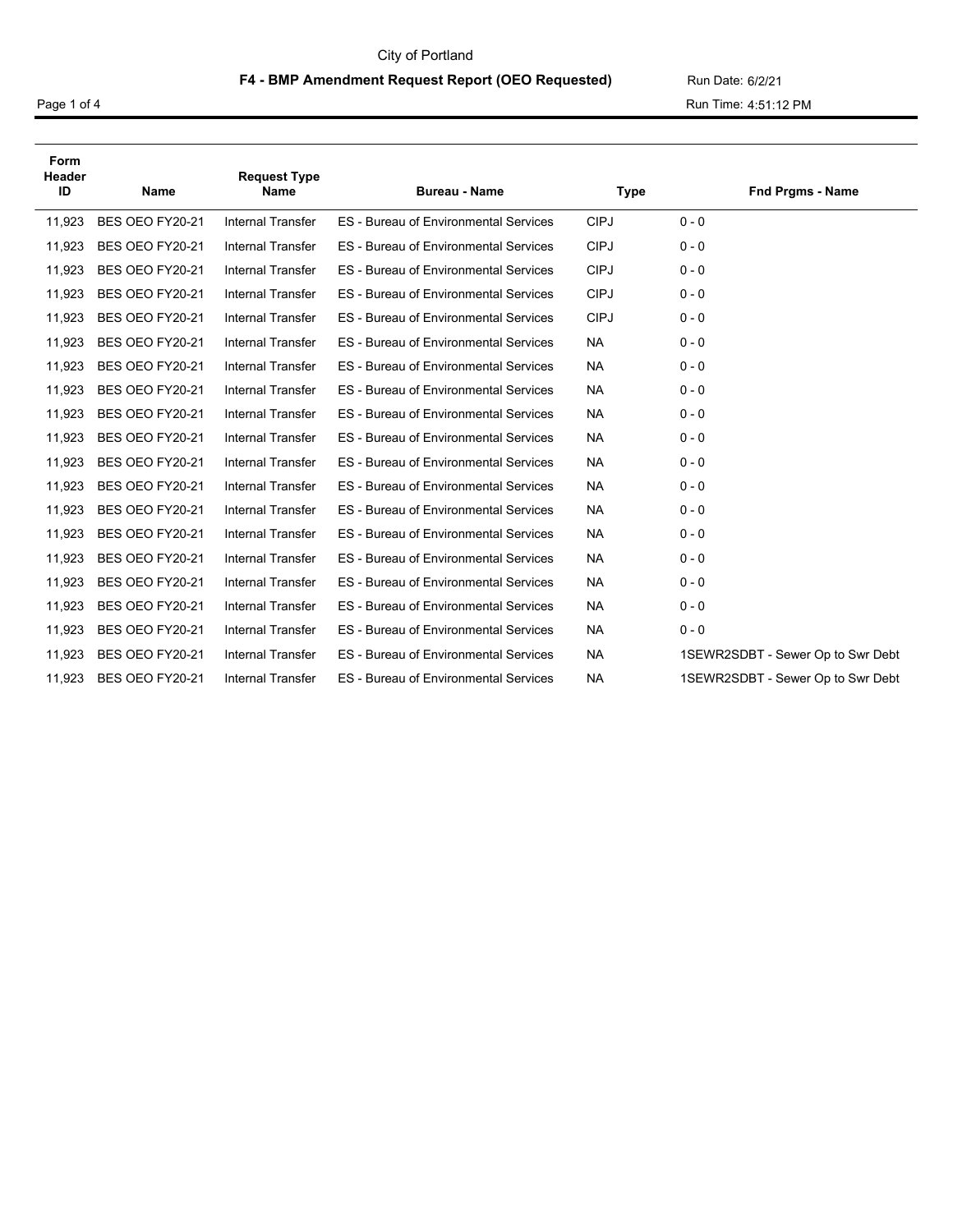City of Portland

**F4 - BMP Amendment Request Report (OEO Requested)**

Run Date: 6/2/21

Run Time: 4:51:12 PM

| Form Header ID | Name | Request Type Name | Bureau - Name | Type | Fnd Prgms - Name |
|---|---|---|---|---|---|
| 11,923 | BES OEO FY20-21 | Internal Transfer | ES - Bureau of Environmental Services | CIPJ | 0 - 0 |
| 11,923 | BES OEO FY20-21 | Internal Transfer | ES - Bureau of Environmental Services | CIPJ | 0 - 0 |
| 11,923 | BES OEO FY20-21 | Internal Transfer | ES - Bureau of Environmental Services | CIPJ | 0 - 0 |
| 11,923 | BES OEO FY20-21 | Internal Transfer | ES - Bureau of Environmental Services | CIPJ | 0 - 0 |
| 11,923 | BES OEO FY20-21 | Internal Transfer | ES - Bureau of Environmental Services | CIPJ | 0 - 0 |
| 11,923 | BES OEO FY20-21 | Internal Transfer | ES - Bureau of Environmental Services | NA | 0 - 0 |
| 11,923 | BES OEO FY20-21 | Internal Transfer | ES - Bureau of Environmental Services | NA | 0 - 0 |
| 11,923 | BES OEO FY20-21 | Internal Transfer | ES - Bureau of Environmental Services | NA | 0 - 0 |
| 11,923 | BES OEO FY20-21 | Internal Transfer | ES - Bureau of Environmental Services | NA | 0 - 0 |
| 11,923 | BES OEO FY20-21 | Internal Transfer | ES - Bureau of Environmental Services | NA | 0 - 0 |
| 11,923 | BES OEO FY20-21 | Internal Transfer | ES - Bureau of Environmental Services | NA | 0 - 0 |
| 11,923 | BES OEO FY20-21 | Internal Transfer | ES - Bureau of Environmental Services | NA | 0 - 0 |
| 11,923 | BES OEO FY20-21 | Internal Transfer | ES - Bureau of Environmental Services | NA | 0 - 0 |
| 11,923 | BES OEO FY20-21 | Internal Transfer | ES - Bureau of Environmental Services | NA | 0 - 0 |
| 11,923 | BES OEO FY20-21 | Internal Transfer | ES - Bureau of Environmental Services | NA | 0 - 0 |
| 11,923 | BES OEO FY20-21 | Internal Transfer | ES - Bureau of Environmental Services | NA | 0 - 0 |
| 11,923 | BES OEO FY20-21 | Internal Transfer | ES - Bureau of Environmental Services | NA | 0 - 0 |
| 11,923 | BES OEO FY20-21 | Internal Transfer | ES - Bureau of Environmental Services | NA | 0 - 0 |
| 11,923 | BES OEO FY20-21 | Internal Transfer | ES - Bureau of Environmental Services | NA | 1SEWR2SDBT - Sewer Op to Swr Debt |
| 11,923 | BES OEO FY20-21 | Internal Transfer | ES - Bureau of Environmental Services | NA | 1SEWR2SDBT - Sewer Op to Swr Debt |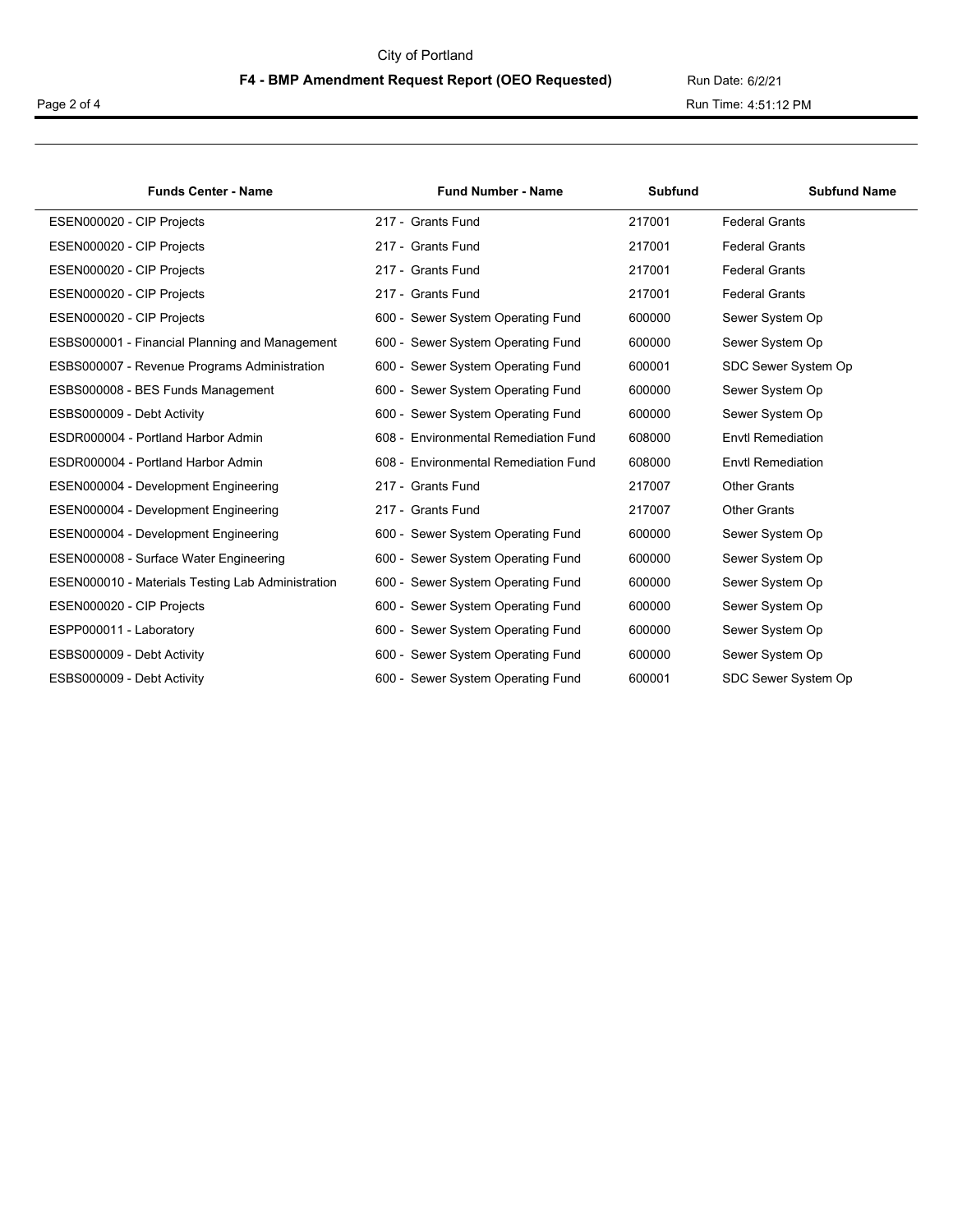| Funds Center - Name | Fund Number - Name | Subfund | Subfund Name |
|---|---|---|---|
| ESEN000020 - CIP Projects | 217 - Grants Fund | 217001 | Federal Grants |
| ESEN000020 - CIP Projects | 217 - Grants Fund | 217001 | Federal Grants |
| ESEN000020 - CIP Projects | 217 - Grants Fund | 217001 | Federal Grants |
| ESEN000020 - CIP Projects | 217 - Grants Fund | 217001 | Federal Grants |
| ESEN000020 - CIP Projects | 600 - Sewer System Operating Fund | 600000 | Sewer System Op |
| ESBS000001 - Financial Planning and Management | 600 - Sewer System Operating Fund | 600000 | Sewer System Op |
| ESBS000007 - Revenue Programs Administration | 600 - Sewer System Operating Fund | 600001 | SDC Sewer System Op |
| ESBS000008 - BES Funds Management | 600 - Sewer System Operating Fund | 600000 | Sewer System Op |
| ESBS000009 - Debt Activity | 600 - Sewer System Operating Fund | 600000 | Sewer System Op |
| ESDR000004 - Portland Harbor Admin | 608 - Environmental Remediation Fund | 608000 | Envtl Remediation |
| ESDR000004 - Portland Harbor Admin | 608 - Environmental Remediation Fund | 608000 | Envtl Remediation |
| ESEN000004 - Development Engineering | 217 - Grants Fund | 217007 | Other Grants |
| ESEN000004 - Development Engineering | 217 - Grants Fund | 217007 | Other Grants |
| ESEN000004 - Development Engineering | 600 - Sewer System Operating Fund | 600000 | Sewer System Op |
| ESEN000008 - Surface Water Engineering | 600 - Sewer System Operating Fund | 600000 | Sewer System Op |
| ESEN000010 - Materials Testing Lab Administration | 600 - Sewer System Operating Fund | 600000 | Sewer System Op |
| ESEN000020 - CIP Projects | 600 - Sewer System Operating Fund | 600000 | Sewer System Op |
| ESPP000011 - Laboratory | 600 - Sewer System Operating Fund | 600000 | Sewer System Op |
| ESBS000009 - Debt Activity | 600 - Sewer System Operating Fund | 600000 | Sewer System Op |
| ESBS000009 - Debt Activity | 600 - Sewer System Operating Fund | 600001 | SDC Sewer System Op |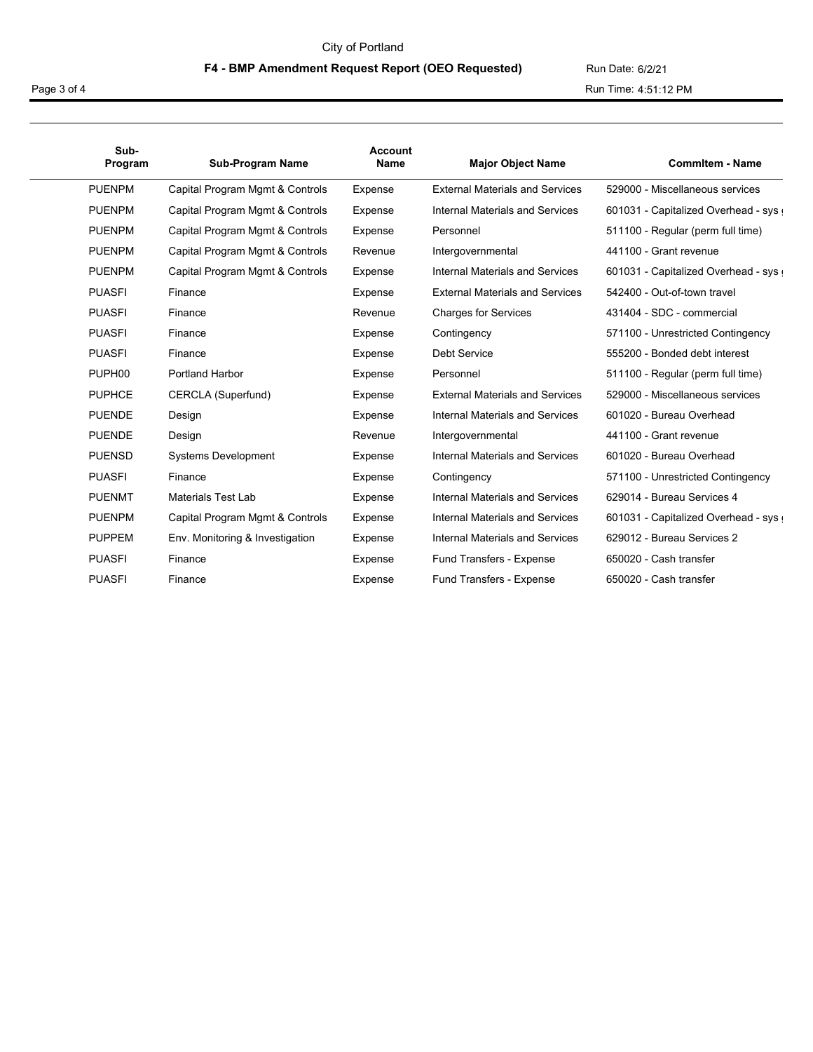City of Portland

**F4 - BMP Amendment Request Report (OEO Requested)**

Run Date: 6/2/21

Run Time: 4:51:12 PM

| Sub-Program | Sub-Program Name | Account Name | Major Object Name | CommItem - Name |
|---|---|---|---|---|
| PUENPM | Capital Program Mgmt & Controls | Expense | External Materials and Services | 529000 - Miscellaneous services |
| PUENPM | Capital Program Mgmt & Controls | Expense | Internal Materials and Services | 601031 - Capitalized Overhead - sys ( |
| PUENPM | Capital Program Mgmt & Controls | Expense | Personnel | 511100 - Regular (perm full time) |
| PUENPM | Capital Program Mgmt & Controls | Revenue | Intergovernmental | 441100 - Grant revenue |
| PUENPM | Capital Program Mgmt & Controls | Expense | Internal Materials and Services | 601031 - Capitalized Overhead - sys ( |
| PUASFI | Finance | Expense | External Materials and Services | 542400 - Out-of-town travel |
| PUASFI | Finance | Revenue | Charges for Services | 431404 - SDC - commercial |
| PUASFI | Finance | Expense | Contingency | 571100 - Unrestricted Contingency |
| PUASFI | Finance | Expense | Debt Service | 555200 - Bonded debt interest |
| PUPH00 | Portland Harbor | Expense | Personnel | 511100 - Regular (perm full time) |
| PUPHCE | CERCLA (Superfund) | Expense | External Materials and Services | 529000 - Miscellaneous services |
| PUENDE | Design | Expense | Internal Materials and Services | 601020 - Bureau Overhead |
| PUENDE | Design | Revenue | Intergovernmental | 441100 - Grant revenue |
| PUENSD | Systems Development | Expense | Internal Materials and Services | 601020 - Bureau Overhead |
| PUASFI | Finance | Expense | Contingency | 571100 - Unrestricted Contingency |
| PUENMT | Materials Test Lab | Expense | Internal Materials and Services | 629014 - Bureau Services 4 |
| PUENPM | Capital Program Mgmt & Controls | Expense | Internal Materials and Services | 601031 - Capitalized Overhead - sys ( |
| PUPPEM | Env. Monitoring & Investigation | Expense | Internal Materials and Services | 629012 - Bureau Services 2 |
| PUASFI | Finance | Expense | Fund Transfers - Expense | 650020 - Cash transfer |
| PUASFI | Finance | Expense | Fund Transfers - Expense | 650020 - Cash transfer |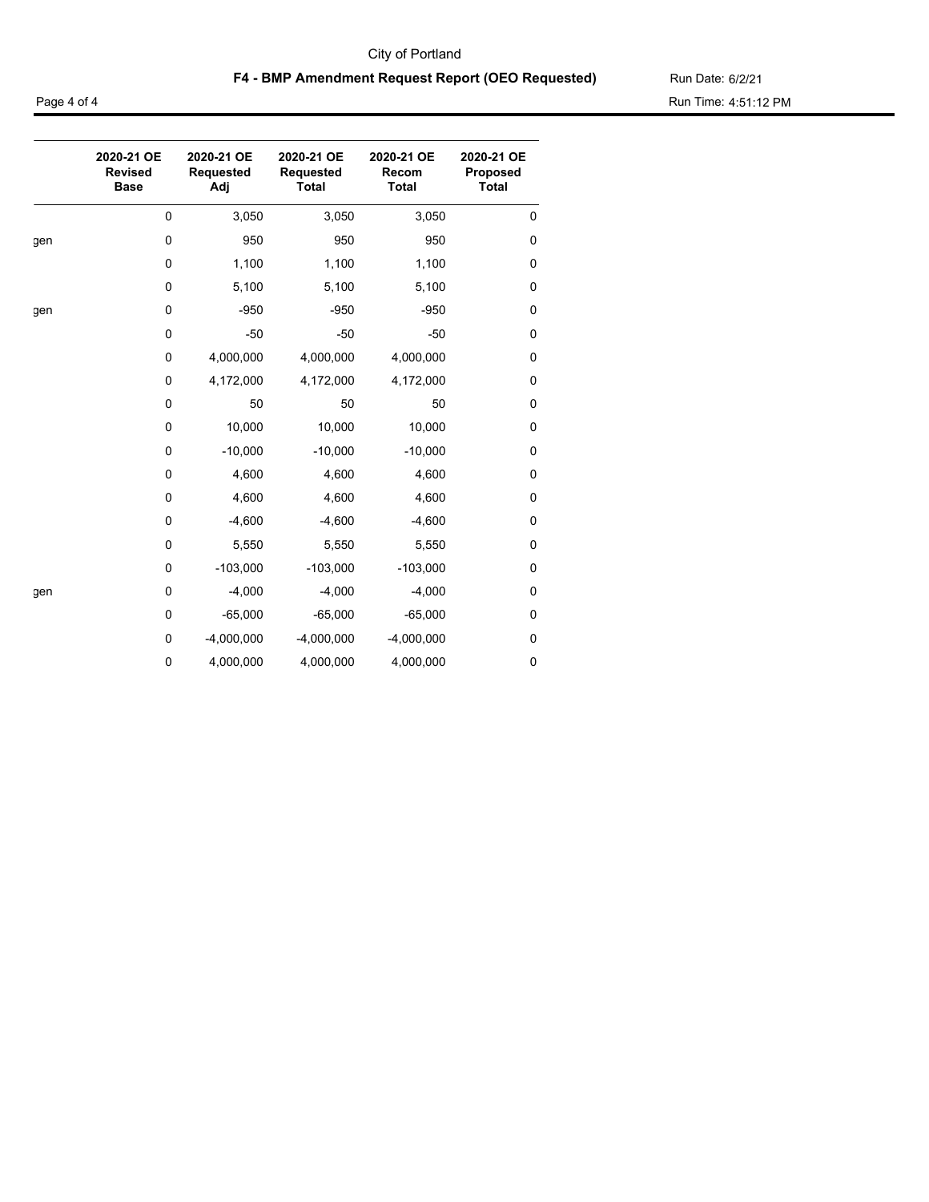City of Portland

**F4 - BMP Amendment Request Report (OEO Requested)**

Run Date: 6/2/21

Run Time: 4:51:12 PM

| | 2020-21 OE Revised Base | 2020-21 OE Requested Adj | 2020-21 OE Requested Total | 2020-21 OE Recom Total | 2020-21 OE Proposed Total |
|---|---|---|---|---|---|
| | 0 | 3,050 | 3,050 | 3,050 | 0 |
| gen | 0 | 950 | 950 | 950 | 0 |
| | 0 | 1,100 | 1,100 | 1,100 | 0 |
| | 0 | 5,100 | 5,100 | 5,100 | 0 |
| gen | 0 | -950 | -950 | -950 | 0 |
| | 0 | -50 | -50 | -50 | 0 |
| | 0 | 4,000,000 | 4,000,000 | 4,000,000 | 0 |
| | 0 | 4,172,000 | 4,172,000 | 4,172,000 | 0 |
| | 0 | 50 | 50 | 50 | 0 |
| | 0 | 10,000 | 10,000 | 10,000 | 0 |
| | 0 | -10,000 | -10,000 | -10,000 | 0 |
| | 0 | 4,600 | 4,600 | 4,600 | 0 |
| | 0 | 4,600 | 4,600 | 4,600 | 0 |
| | 0 | -4,600 | -4,600 | -4,600 | 0 |
| | 0 | 5,550 | 5,550 | 5,550 | 0 |
| | 0 | -103,000 | -103,000 | -103,000 | 0 |
| gen | 0 | -4,000 | -4,000 | -4,000 | 0 |
| | 0 | -65,000 | -65,000 | -65,000 | 0 |
| | 0 | -4,000,000 | -4,000,000 | -4,000,000 | 0 |
| | 0 | 4,000,000 | 4,000,000 | 4,000,000 | 0 |